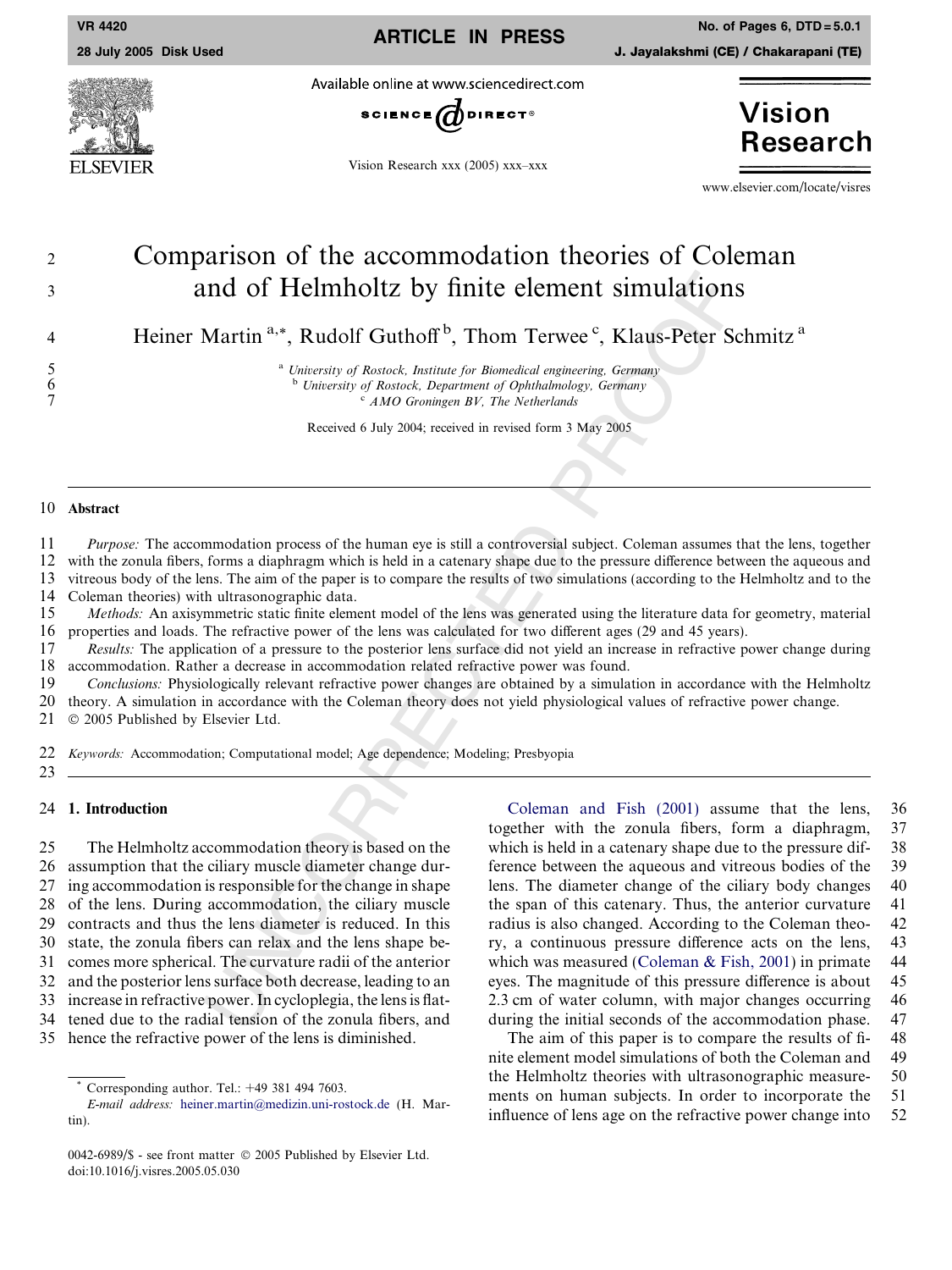# Comparison of the accommodation theories of Coleman and of Helmholtz by finite element simulations

Heiner Martin [a,*], Rudolf Guthoff [b], Thom Terwee [c], Klaus-Peter Schmitz [a]

[a] University of Rostock, Institute for Biomedical engineering, Germany
[b] University of Rostock, Department of Ophthalmology, Germany
[c] AMO Groningen BV, The Netherlands

Received 6 July 2004; received in revised form 3 May 2005

## Abstract

*Purpose:* The accommodation process of the human eye is still a controversial subject. Coleman assumes that the lens, together with the zonula fibers, forms a diaphragm which is held in a catenary shape due to the pressure difference between the aqueous and vitreous body of the lens. The aim of the paper is to compare the results of two simulations (according to the Helmholtz and to the Coleman theories) with ultrasonographic data.

*Methods:* An axisymmetric static finite element model of the lens was generated using the literature data for geometry, material properties and loads. The refractive power of the lens was calculated for two different ages (29 and 45 years).

*Results:* The application of a pressure to the posterior lens surface did not yield an increase in refractive power change during accommodation. Rather a decrease in accommodation related refractive power was found.

*Conclusions:* Physiologically relevant refractive power changes are obtained by a simulation in accordance with the Helmholtz theory. A simulation in accordance with the Coleman theory does not yield physiological values of refractive power change.

© 2005 Published by Elsevier Ltd.

*Keywords:* Accommodation; Computational model; Age dependence; Modeling; Presbyopia

## 1. Introduction

The Helmholtz accommodation theory is based on the assumption that the ciliary muscle diameter change during accommodation is responsible for the change in shape of the lens. During accommodation, the ciliary muscle contracts and thus the lens diameter is reduced. In this state, the zonula fibers can relax and the lens shape becomes more spherical. The curvature radii of the anterior and the posterior lens surface both decrease, leading to an increase in refractive power. In cycloplegia, the lens is flattened due to the radial tension of the zonula fibers, and hence the refractive power of the lens is diminished.

Coleman and Fish (2001) assume that the lens, together with the zonula fibers, form a diaphragm, which is held in a catenary shape due to the pressure difference between the aqueous and vitreous bodies of the lens. The diameter change of the ciliary body changes the span of this catenary. Thus, the anterior curvature radius is also changed. According to the Coleman theory, a continuous pressure difference acts on the lens, which was measured (Coleman & Fish, 2001) in primate eyes. The magnitude of this pressure difference is about 2.3 cm of water column, with major changes occurring during the initial seconds of the accommodation phase.

The aim of this paper is to compare the results of finite element model simulations of both the Coleman and the Helmholtz theories with ultrasonographic measurements on human subjects. In order to incorporate the influence of lens age on the refractive power change into

---

\* Corresponding author. Tel.: +49 381 494 7603.
*E-mail address:* heiner.martin@medizin.uni-rostock.de (H. Martin).

0042-6989/$ - see front matter © 2005 Published by Elsevier Ltd.
doi:10.1016/j.visres.2005.05.030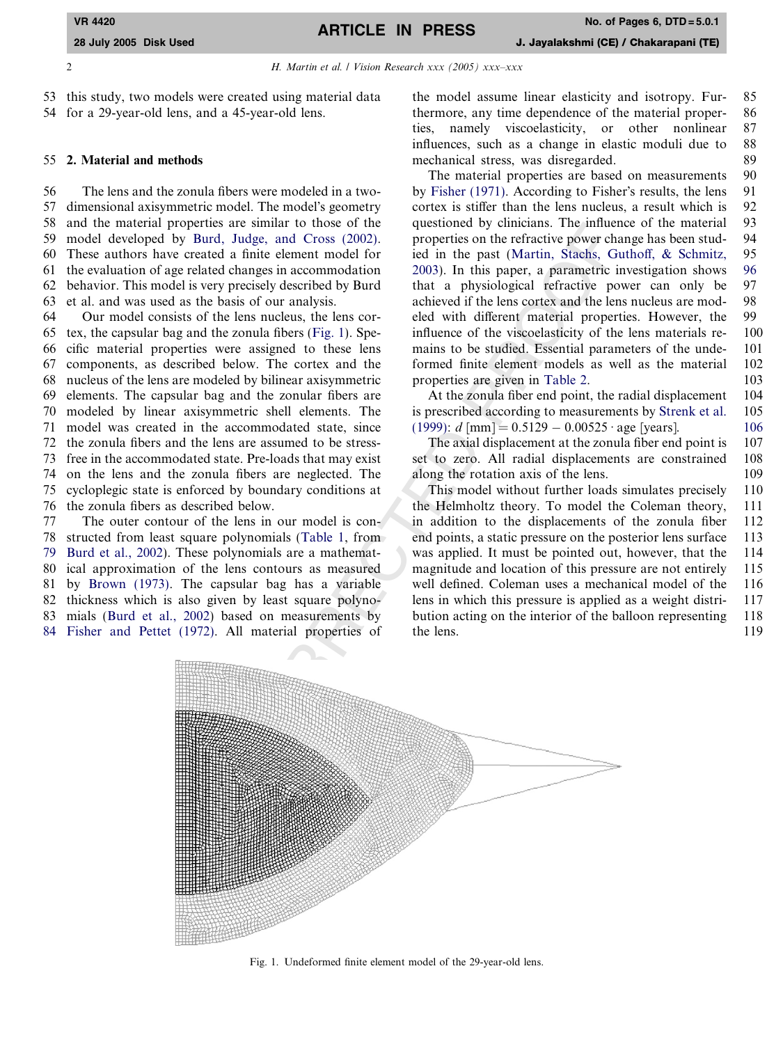this study, two models were created using material data for a 29-year-old lens, and a 45-year-old lens.

## 2. Material and methods

The lens and the zonula fibers were modeled in a two-dimensional axisymmetric model. The model's geometry and the material properties are similar to those of the model developed by Burd, Judge, and Cross (2002). These authors have created a finite element model for the evaluation of age related changes in accommodation behavior. This model is very precisely described by Burd et al. and was used as the basis of our analysis.

Our model consists of the lens nucleus, the lens cortex, the capsular bag and the zonula fibers (Fig. 1). Specific material properties were assigned to these lens components, as described below. The cortex and the nucleus of the lens are modeled by bilinear axisymmetric elements. The capsular bag and the zonular fibers are modeled by linear axisymmetric shell elements. The model was created in the accommodated state, since the zonula fibers and the lens are assumed to be stress-free in the accommodated state. Pre-loads that may exist on the lens and the zonula fibers are neglected. The cycloplegic state is enforced by boundary conditions at the zonula fibers as described below.

The outer contour of the lens in our model is constructed from least square polynomials (Table 1, from Burd et al., 2002). These polynomials are a mathematical approximation of the lens contours as measured by Brown (1973). The capsular bag has a variable thickness which is also given by least square polynomials (Burd et al., 2002) based on measurements by Fisher and Pettet (1972). All material properties of the model assume linear elasticity and isotropy. Furthermore, any time dependence of the material properties, namely viscoelasticity, or other nonlinear influences, such as a change in elastic moduli due to mechanical stress, was disregarded.

The material properties are based on measurements by Fisher (1971). According to Fisher's results, the lens cortex is stiffer than the lens nucleus, a result which is questioned by clinicians. The influence of the material properties on the refractive power change has been studied in the past (Martin, Stachs, Guthoff, & Schmitz, 2003). In this paper, a parametric investigation shows that a physiological refractive power can only be achieved if the lens cortex and the lens nucleus are modeled with different material properties. However, the influence of the viscoelasticity of the lens materials remains to be studied. Essential parameters of the undeformed finite element models as well as the material properties are given in Table 2.

At the zonula fiber end point, the radial displacement is prescribed according to measurements by Strenk et al. (1999): $d\,[\text{mm}] = 0.5129 - 0.00525 \cdot \text{age [years]}$.

The axial displacement at the zonula fiber end point is set to zero. All radial displacements are constrained along the rotation axis of the lens.

This model without further loads simulates precisely the Helmholtz theory. To model the Coleman theory, in addition to the displacements of the zonula fiber end points, a static pressure on the posterior lens surface was applied. It must be pointed out, however, that the magnitude and location of this pressure are not entirely well defined. Coleman uses a mechanical model of the lens in which this pressure is applied as a weight distribution acting on the interior of the balloon representing the lens.

Fig. 1. Undeformed finite element model of the 29-year-old lens.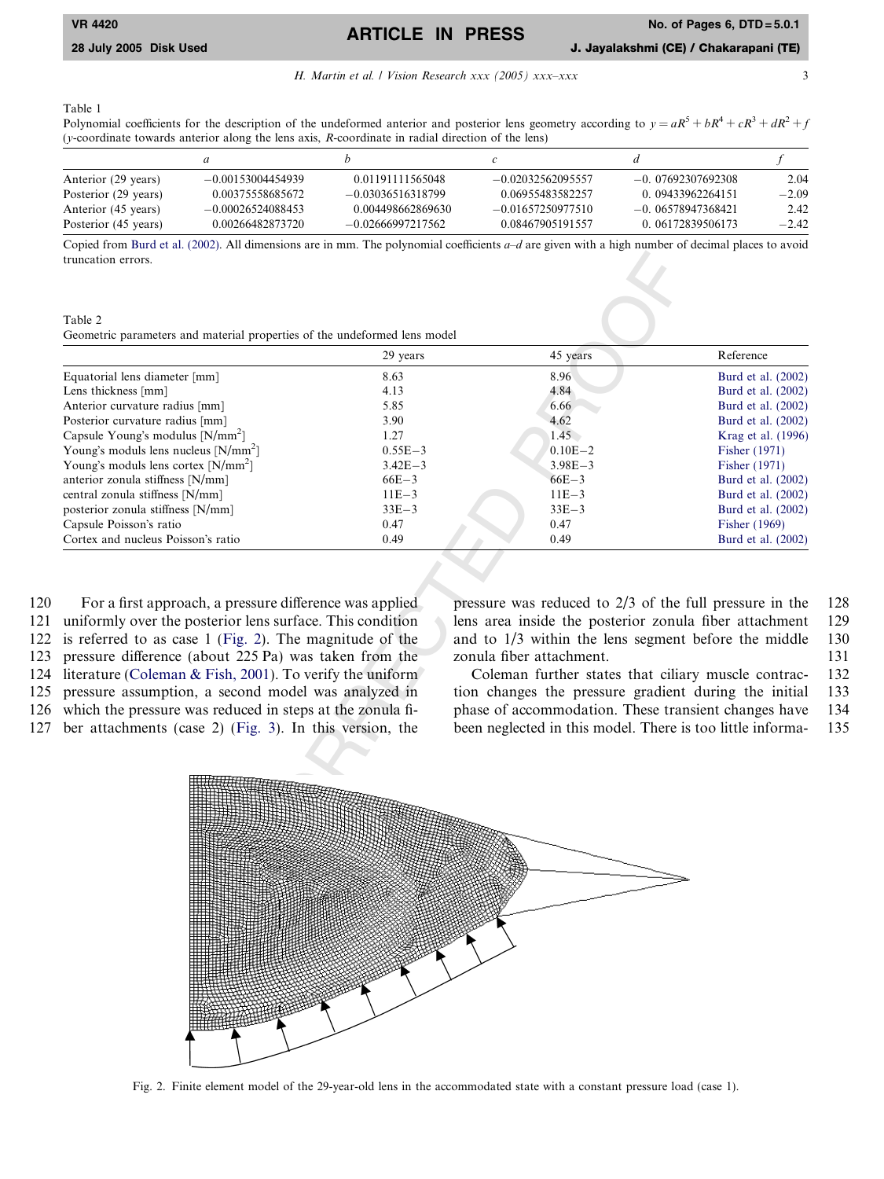Table 1
Polynomial coefficients for the description of the undeformed anterior and posterior lens geometry according to $y = aR^5 + bR^4 + cR^3 + dR^2 + f$ ($y$-coordinate towards anterior along the lens axis, $R$-coordinate in radial direction of the lens)

| | $a$ | $b$ | $c$ | $d$ | $f$ |
|---|---|---|---|---|---|
| Anterior (29 years) | −0.00153004454939 | 0.01191111565048 | −0.02032562095557 | −0. 07692307692308 | 2.04 |
| Posterior (29 years) | 0.00375558685672 | −0.03036516318799 | 0.06955483582257 | 0. 09433962264151 | −2.09 |
| Anterior (45 years) | −0.00026524088453 | 0.004498662869630 | −0.01657250977510 | −0. 06578947368421 | 2.42 |
| Posterior (45 years) | 0.00266482873720 | −0.02666997217562 | 0.08467905191557 | 0. 06172839506173 | −2.42 |

Copied from Burd et al. (2002). All dimensions are in mm. The polynomial coefficients $a$–$d$ are given with a high number of decimal places to avoid truncation errors.

Table 2
Geometric parameters and material properties of the undeformed lens model

| | 29 years | 45 years | Reference |
|---|---|---|---|
| Equatorial lens diameter [mm] | 8.63 | 8.96 | Burd et al. (2002) |
| Lens thickness [mm] | 4.13 | 4.84 | Burd et al. (2002) |
| Anterior curvature radius [mm] | 5.85 | 6.66 | Burd et al. (2002) |
| Posterior curvature radius [mm] | 3.90 | 4.62 | Burd et al. (2002) |
| Capsule Young's modulus [N/mm$^2$] | 1.27 | 1.45 | Krag et al. (1996) |
| Young's moduls lens nucleus [N/mm$^2$] | 0.55E−3 | 0.10E−2 | Fisher (1971) |
| Young's moduls lens cortex [N/mm$^2$] | 3.42E−3 | 3.98E−3 | Fisher (1971) |
| anterior zonula stiffness [N/mm] | 66E−3 | 66E−3 | Burd et al. (2002) |
| central zonula stiffness [N/mm] | 11E−3 | 11E−3 | Burd et al. (2002) |
| posterior zonula stiffness [N/mm] | 33E−3 | 33E−3 | Burd et al. (2002) |
| Capsule Poisson's ratio | 0.47 | 0.47 | Fisher (1969) |
| Cortex and nucleus Poisson's ratio | 0.49 | 0.49 | Burd et al. (2002) |

For a first approach, a pressure difference was applied uniformly over the posterior lens surface. This condition is referred to as case 1 (Fig. 2). The magnitude of the pressure difference (about 225 Pa) was taken from the literature (Coleman & Fish, 2001). To verify the uniform pressure assumption, a second model was analyzed in which the pressure was reduced in steps at the zonula fiber attachments (case 2) (Fig. 3). In this version, the pressure was reduced to 2/3 of the full pressure in the lens area inside the posterior zonula fiber attachment and to 1/3 within the lens segment before the middle zonula fiber attachment.

Coleman further states that ciliary muscle contraction changes the pressure gradient during the initial phase of accommodation. These transient changes have been neglected in this model. There is too little informa-

Fig. 2. Finite element model of the 29-year-old lens in the accommodated state with a constant pressure load (case 1).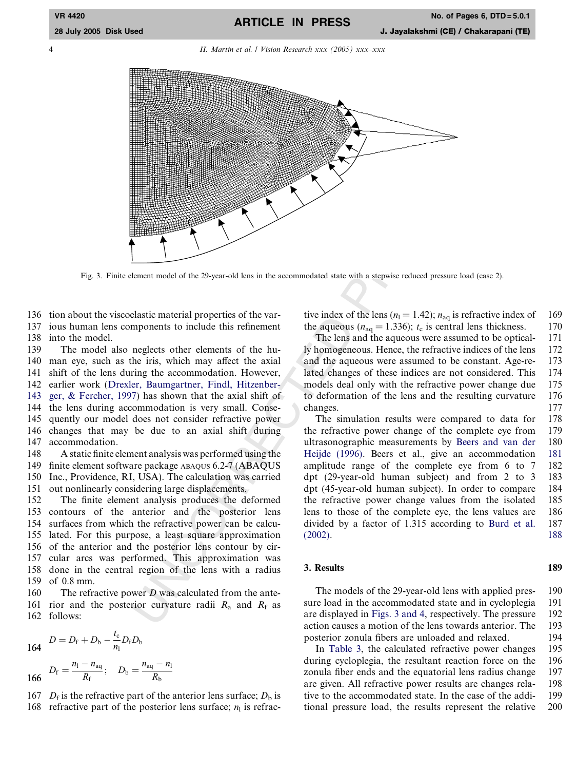Fig. 3. Finite element model of the 29-year-old lens in the accommodated state with a stepwise reduced pressure load (case 2).

tion about the viscoelastic material properties of the various human lens components to include this refinement into the model.

The model also neglects other elements of the human eye, such as the iris, which may affect the axial shift of the lens during the accommodation. However, earlier work (Drexler, Baumgartner, Findl, Hitzenberger, & Fercher, 1997) has shown that the axial shift of the lens during accommodation is very small. Consequently our model does not consider refractive power changes that may be due to an axial shift during accommodation.

A static finite element analysis was performed using the finite element software package ABAQUS 6.2-7 (ABAQUS Inc., Providence, RI, USA). The calculation was carried out nonlinearly considering large displacements.

The finite element analysis produces the deformed contours of the anterior and the posterior lens surfaces from which the refractive power can be calculated. For this purpose, a least square approximation of the anterior and the posterior lens contour by circular arcs was performed. This approximation was done in the central region of the lens with a radius of 0.8 mm.

The refractive power $D$ was calculated from the anterior and the posterior curvature radii $R_a$ and $R_f$ as follows:

$$D = D_f + D_b - \frac{t_c}{n_l} D_f D_b$$

$$D_f = \frac{n_l - n_{aq}}{R_f}; \quad D_b = \frac{n_{aq} - n_l}{R_b}$$

$D_f$ is the refractive part of the anterior lens surface; $D_b$ is refractive part of the posterior lens surface; $n_l$ is refractive index of the lens ($n_l = 1.42$); $n_{aq}$ is refractive index of the aqueous ($n_{aq} = 1.336$); $t_c$ is central lens thickness.

The lens and the aqueous were assumed to be optically homogeneous. Hence, the refractive indices of the lens and the aqueous were assumed to be constant. Age-related changes of these indices are not considered. This models deal only with the refractive power change due to deformation of the lens and the resulting curvature changes.

The simulation results were compared to data for the refractive power change of the complete eye from ultrasonographic measurements by Beers and van der Heijde (1996). Beers et al., give an accommodation amplitude range of the complete eye from 6 to 7 dpt (29-year-old human subject) and from 2 to 3 dpt (45-year-old human subject). In order to compare the refractive power change values from the isolated lens to those of the complete eye, the lens values are divided by a factor of 1.315 according to Burd et al. (2002).

## 3. Results

The models of the 29-year-old lens with applied pressure load in the accommodated state and in cycloplegia are displayed in Figs. 3 and 4, respectively. The pressure action causes a motion of the lens towards anterior. The posterior zonula fibers are unloaded and relaxed.

In Table 3, the calculated refractive power changes during cycloplegia, the resultant reaction force on the zonula fiber ends and the equatorial lens radius change are given. All refractive power results are changes relative to the accommodated state. In the case of the additional pressure load, the results represent the relative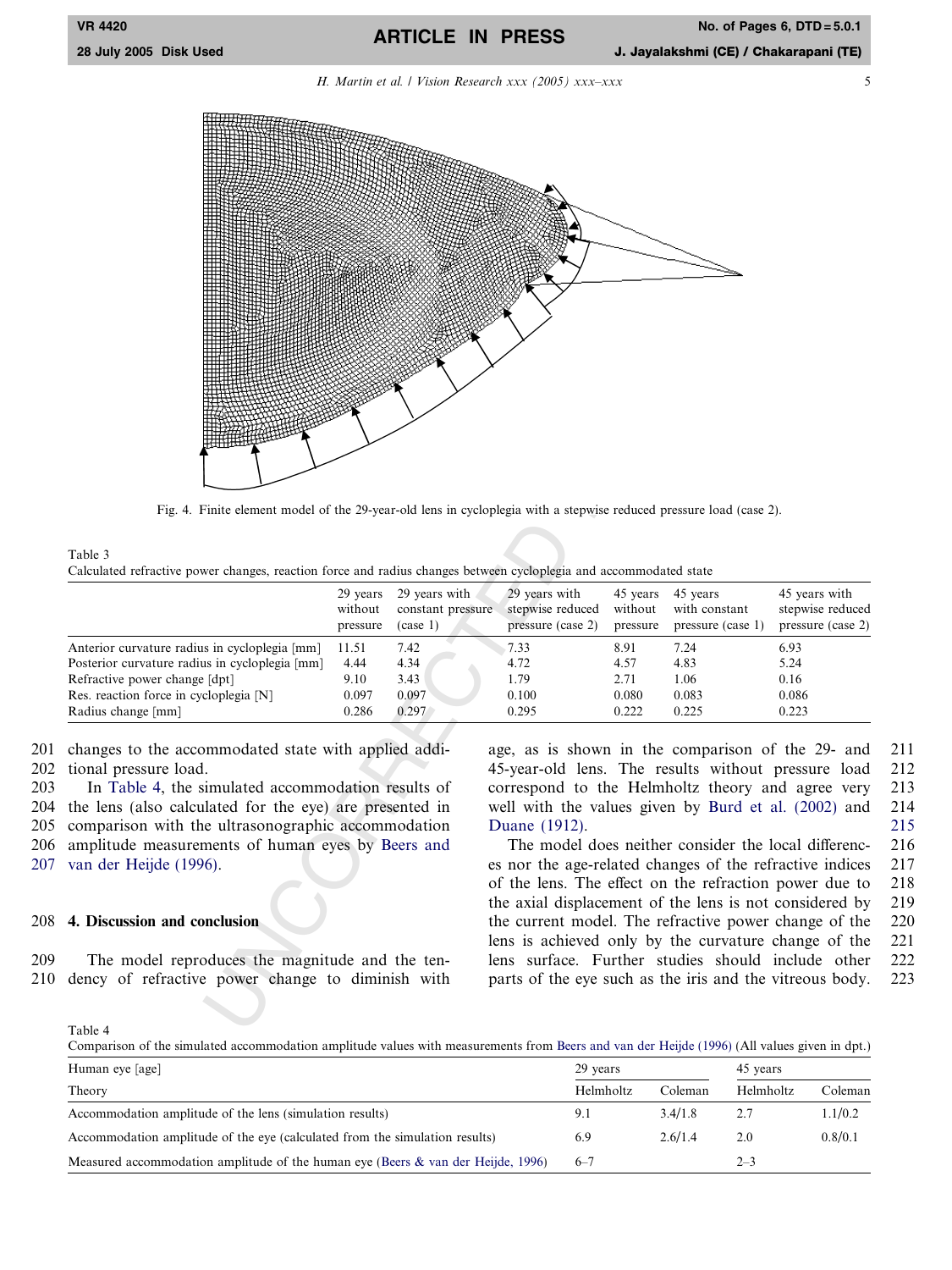Fig. 4. Finite element model of the 29-year-old lens in cycloplegia with a stepwise reduced pressure load (case 2).

Table 3
Calculated refractive power changes, reaction force and radius changes between cycloplegia and accommodated state

| | 29 years without pressure | 29 years with constant pressure (case 1) | 29 years with stepwise reduced pressure (case 2) | 45 years without pressure | 45 years with constant pressure (case 1) | 45 years with stepwise reduced pressure (case 2) |
|---|---|---|---|---|---|---|
| Anterior curvature radius in cycloplegia [mm] | 11.51 | 7.42 | 7.33 | 8.91 | 7.24 | 6.93 |
| Posterior curvature radius in cycloplegia [mm] | 4.44 | 4.34 | 4.72 | 4.57 | 4.83 | 5.24 |
| Refractive power change [dpt] | 9.10 | 3.43 | 1.79 | 2.71 | 1.06 | 0.16 |
| Res. reaction force in cycloplegia [N] | 0.097 | 0.097 | 0.100 | 0.080 | 0.083 | 0.086 |
| Radius change [mm] | 0.286 | 0.297 | 0.295 | 0.222 | 0.225 | 0.223 |

changes to the accommodated state with applied additional pressure load.

In Table 4, the simulated accommodation results of the lens (also calculated for the eye) are presented in comparison with the ultrasonographic accommodation amplitude measurements of human eyes by Beers and van der Heijde (1996).

## 4. Discussion and conclusion

The model reproduces the magnitude and the tendency of refractive power change to diminish with age, as is shown in the comparison of the 29- and 45-year-old lens. The results without pressure load correspond to the Helmholtz theory and agree very well with the values given by Burd et al. (2002) and Duane (1912).

The model does neither consider the local differences nor the age-related changes of the refractive indices of the lens. The effect on the refraction power due to the axial displacement of the lens is not considered by the current model. The refractive power change of the lens is achieved only by the curvature change of the lens surface. Further studies should include other parts of the eye such as the iris and the vitreous body.

Table 4
Comparison of the simulated accommodation amplitude values with measurements from Beers and van der Heijde (1996) (All values given in dpt.)

| Human eye [age] | 29 years | | 45 years | |
|---|---|---|---|---|
| Theory | Helmholtz | Coleman | Helmholtz | Coleman |
| Accommodation amplitude of the lens (simulation results) | 9.1 | 3.4/1.8 | 2.7 | 1.1/0.2 |
| Accommodation amplitude of the eye (calculated from the simulation results) | 6.9 | 2.6/1.4 | 2.0 | 0.8/0.1 |
| Measured accommodation amplitude of the human eye (Beers & van der Heijde, 1996) | 6–7 | | 2–3 | |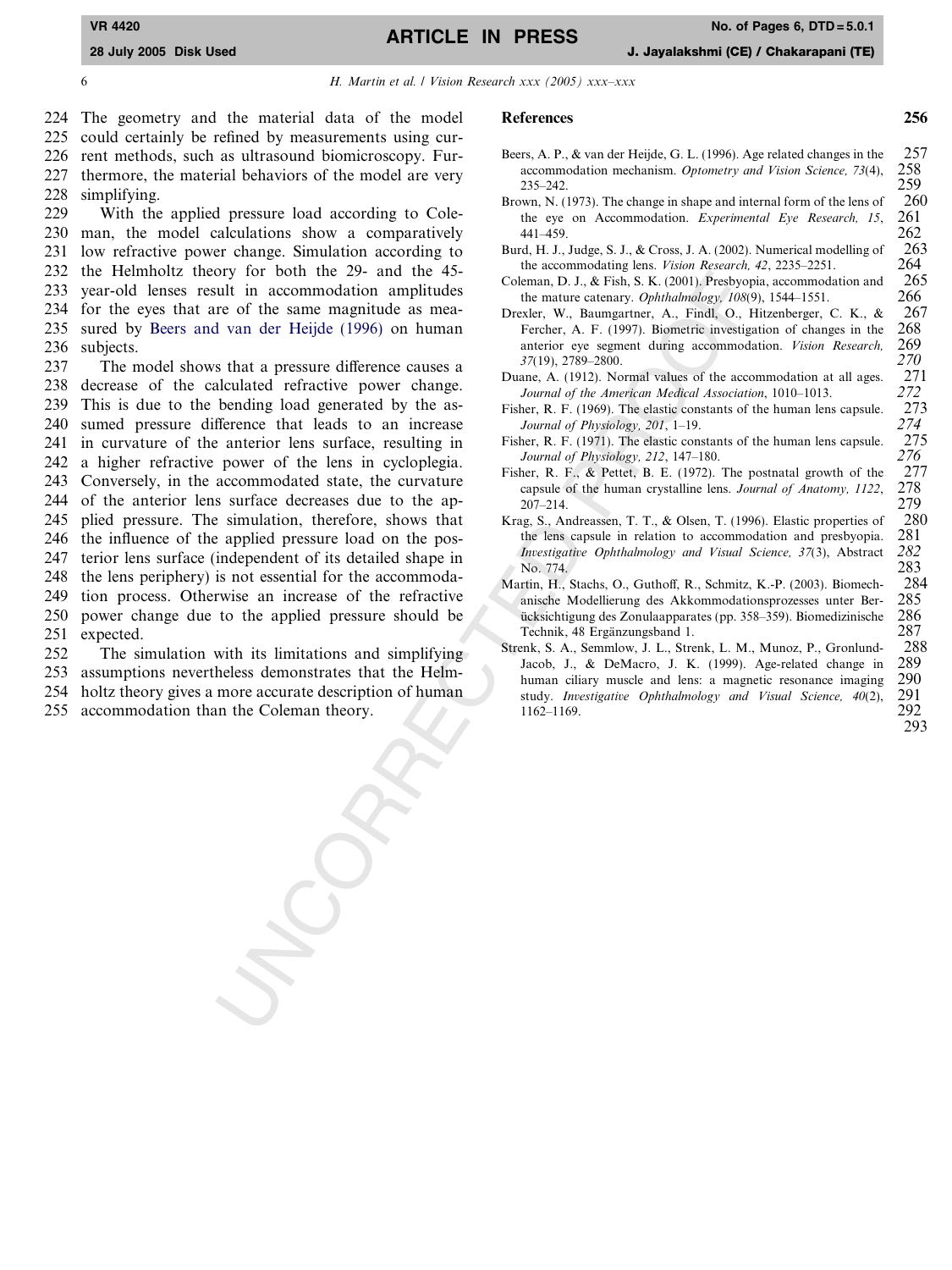The geometry and the material data of the model could certainly be refined by measurements using current methods, such as ultrasound biomicroscopy. Furthermore, the material behaviors of the model are very simplifying.

With the applied pressure load according to Coleman, the model calculations show a comparatively low refractive power change. Simulation according to the Helmholtz theory for both the 29- and the 45-year-old lenses result in accommodation amplitudes for the eyes that are of the same magnitude as measured by Beers and van der Heijde (1996) on human subjects.

The model shows that a pressure difference causes a decrease of the calculated refractive power change. This is due to the bending load generated by the assumed pressure difference that leads to an increase in curvature of the anterior lens surface, resulting in a higher refractive power of the lens in cycloplegia. Conversely, in the accommodated state, the curvature of the anterior lens surface decreases due to the applied pressure. The simulation, therefore, shows that the influence of the applied pressure load on the posterior lens surface (independent of its detailed shape in the lens periphery) is not essential for the accommodation process. Otherwise an increase of the refractive power change due to the applied pressure should be expected.

The simulation with its limitations and simplifying assumptions nevertheless demonstrates that the Helmholtz theory gives a more accurate description of human accommodation than the Coleman theory.

## References

Beers, A. P., & van der Heijde, G. L. (1996). Age related changes in the accommodation mechanism. *Optometry and Vision Science, 73*(4), 235–242.

Brown, N. (1973). The change in shape and internal form of the lens of the eye on Accommodation. *Experimental Eye Research, 15*, 441–459.

Burd, H. J., Judge, S. J., & Cross, J. A. (2002). Numerical modelling of the accommodating lens. *Vision Research, 42*, 2235–2251.

Coleman, D. J., & Fish, S. K. (2001). Presbyopia, accommodation and the mature catenary. *Ophthalmology, 108*(9), 1544–1551.

Drexler, W., Baumgartner, A., Findl, O., Hitzenberger, C. K., & Fercher, A. F. (1997). Biometric investigation of changes in the anterior eye segment during accommodation. *Vision Research, 37*(19), 2789–2800.

Duane, A. (1912). Normal values of the accommodation at all ages. *Journal of the American Medical Association*, 1010–1013.

Fisher, R. F. (1969). The elastic constants of the human lens capsule. *Journal of Physiology, 201*, 1–19.

Fisher, R. F. (1971). The elastic constants of the human lens capsule. *Journal of Physiology, 212*, 147–180.

Fisher, R. F., & Pettet, B. E. (1972). The postnatal growth of the capsule of the human crystalline lens. *Journal of Anatomy, 1122*, 207–214.

Krag, S., Andreassen, T. T., & Olsen, T. (1996). Elastic properties of the lens capsule in relation to accommodation and presbyopia. *Investigative Ophthalmology and Visual Science, 37*(3), Abstract No. 774.

Martin, H., Stachs, O., Guthoff, R., Schmitz, K.-P. (2003). Biomechanische Modellierung des Akkommodationsprozesses unter Berücksichtigung des Zonulaapparates (pp. 358–359). Biomedizinische Technik, 48 Ergänzungsband 1.

Strenk, S. A., Semmlow, J. L., Strenk, L. M., Munoz, P., Gronlund-Jacob, J., & DeMacro, J. K. (1999). Age-related change in human ciliary muscle and lens: a magnetic resonance imaging study. *Investigative Ophthalmology and Visual Science, 40*(2), 1162–1169.